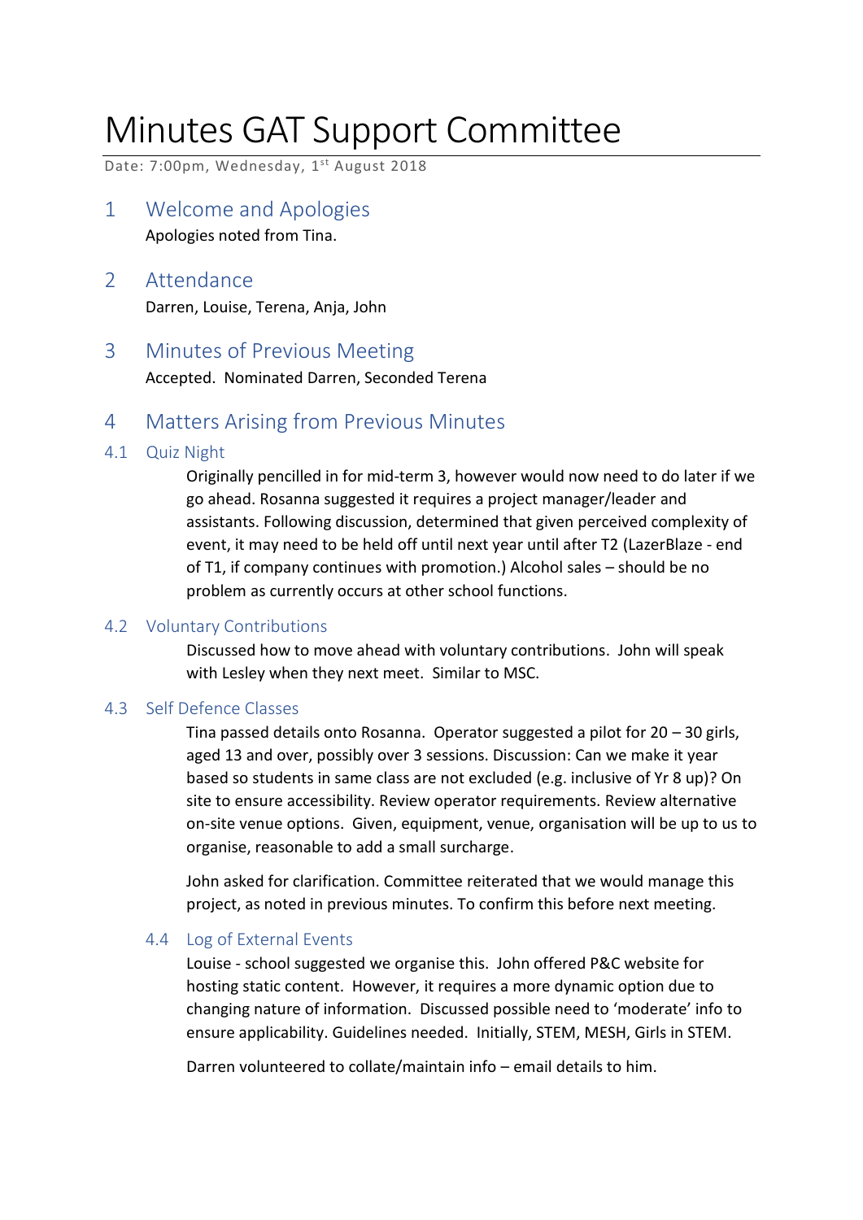# Minutes GAT Support Committee

Date: 7:00pm, Wednesday, 1st August 2018

## 1 Welcome and Apologies

Apologies noted from Tina.

## 2 Attendance

Darren, Louise, Terena, Anja, John

## 3 Minutes of Previous Meeting

Accepted. Nominated Darren, Seconded Terena

## 4 Matters Arising from Previous Minutes

### 4.1 Quiz Night

Originally pencilled in for mid-term 3, however would now need to do later if we go ahead. Rosanna suggested it requires a project manager/leader and assistants. Following discussion, determined that given perceived complexity of event, it may need to be held off until next year until after T2 (LazerBlaze - end of T1, if company continues with promotion.) Alcohol sales – should be no problem as currently occurs at other school functions.

### 4.2 Voluntary Contributions

Discussed how to move ahead with voluntary contributions. John will speak with Lesley when they next meet. Similar to MSC.

### 4.3 Self Defence Classes

Tina passed details onto Rosanna. Operator suggested a pilot for 20 – 30 girls, aged 13 and over, possibly over 3 sessions. Discussion: Can we make it year based so students in same class are not excluded (e.g. inclusive of Yr 8 up)? On site to ensure accessibility. Review operator requirements. Review alternative on-site venue options. Given, equipment, venue, organisation will be up to us to organise, reasonable to add a small surcharge.

John asked for clarification. Committee reiterated that we would manage this project, as noted in previous minutes. To confirm this before next meeting.

### 4.4 Log of External Events

Louise - school suggested we organise this. John offered P&C website for hosting static content. However, it requires a more dynamic option due to changing nature of information. Discussed possible need to 'moderate' info to ensure applicability. Guidelines needed. Initially, STEM, MESH, Girls in STEM.

Darren volunteered to collate/maintain info – email details to him.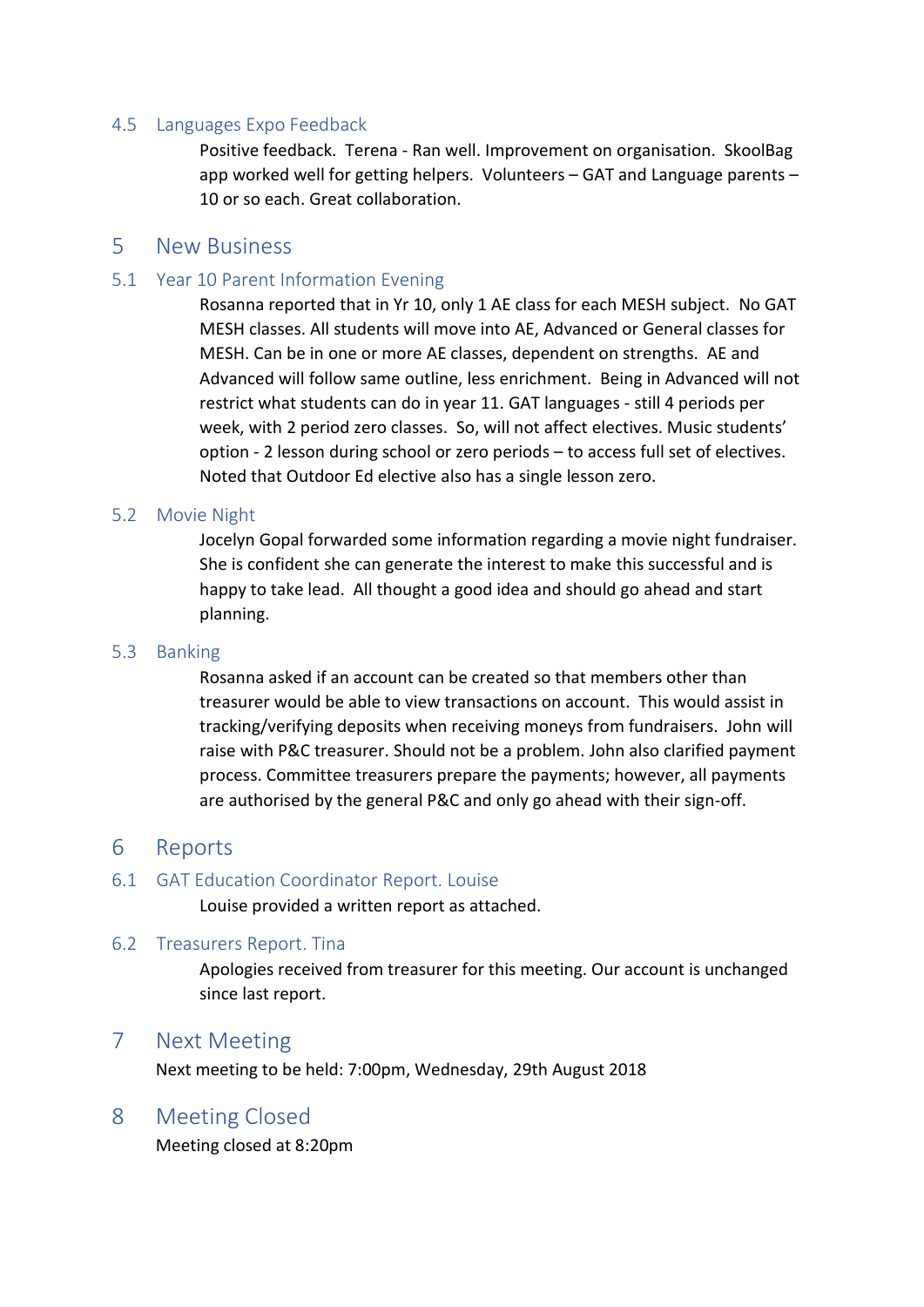### 4.5 Languages Expo Feedback

Positive feedback. Terena - Ran well. Improvement on organisation. SkoolBag app worked well for getting helpers. Volunteers – GAT and Language parents – 10 or so each. Great collaboration.

## 5 New Business

### 5.1 Year 10 Parent Information Evening

Rosanna reported that in Yr 10, only 1 AE class for each MESH subject. No GAT MESH classes. All students will move into AE, Advanced or General classes for MESH. Can be in one or more AE classes, dependent on strengths. AE and Advanced will follow same outline, less enrichment. Being in Advanced will not restrict what students can do in year 11. GAT languages - still 4 periods per week, with 2 period zero classes. So, will not affect electives. Music students' option - 2 lesson during school or zero periods – to access full set of electives. Noted that Outdoor Ed elective also has a single lesson zero.

### 5.2 Movie Night

Jocelyn Gopal forwarded some information regarding a movie night fundraiser. She is confident she can generate the interest to make this successful and is happy to take lead. All thought a good idea and should go ahead and start planning.

### 5.3 Banking

Rosanna asked if an account can be created so that members other than treasurer would be able to view transactions on account. This would assist in tracking/verifying deposits when receiving moneys from fundraisers. John will raise with P&C treasurer. Should not be a problem. John also clarified payment process. Committee treasurers prepare the payments; however, all payments are authorised by the general P&C and only go ahead with their sign-off.

## 6 Reports

### 6.1 GAT Education Coordinator Report. Louise

Louise provided a written report as attached.

### 6.2 Treasurers Report. Tina

Apologies received from treasurer for this meeting. Our account is unchanged since last report.

## 7 Next Meeting

Next meeting to be held: 7:00pm, Wednesday, 29th August 2018

## 8 Meeting Closed

Meeting closed at 8:20pm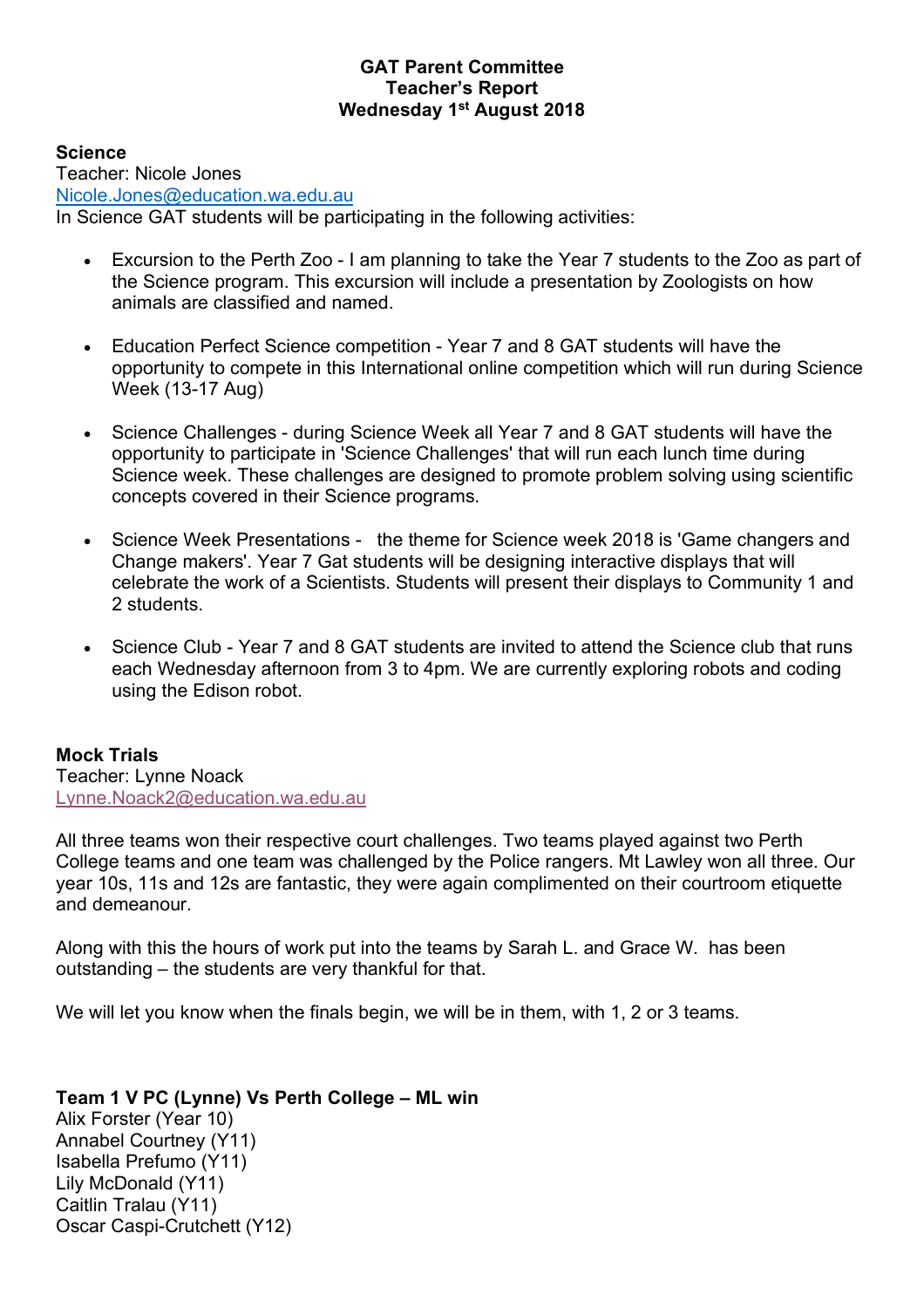**GAT Parent Committee**
**Teacher's Report**
**Wednesday 1st August 2018**

**Science**
Teacher: Nicole Jones
Nicole.Jones@education.wa.edu.au
In Science GAT students will be participating in the following activities:

- Excursion to the Perth Zoo - I am planning to take the Year 7 students to the Zoo as part of the Science program. This excursion will include a presentation by Zoologists on how animals are classified and named.
- Education Perfect Science competition - Year 7 and 8 GAT students will have the opportunity to compete in this International online competition which will run during Science Week (13-17 Aug)
- Science Challenges - during Science Week all Year 7 and 8 GAT students will have the opportunity to participate in 'Science Challenges' that will run each lunch time during Science week. These challenges are designed to promote problem solving using scientific concepts covered in their Science programs.
- Science Week Presentations - the theme for Science week 2018 is 'Game changers and Change makers'. Year 7 Gat students will be designing interactive displays that will celebrate the work of a Scientists. Students will present their displays to Community 1 and 2 students.
- Science Club - Year 7 and 8 GAT students are invited to attend the Science club that runs each Wednesday afternoon from 3 to 4pm. We are currently exploring robots and coding using the Edison robot.

**Mock Trials**
Teacher: Lynne Noack
Lynne.Noack2@education.wa.edu.au

All three teams won their respective court challenges. Two teams played against two Perth College teams and one team was challenged by the Police rangers. Mt Lawley won all three. Our year 10s, 11s and 12s are fantastic, they were again complimented on their courtroom etiquette and demeanour.

Along with this the hours of work put into the teams by Sarah L. and Grace W. has been outstanding – the students are very thankful for that.

We will let you know when the finals begin, we will be in them, with 1, 2 or 3 teams.

**Team 1 V PC (Lynne) Vs Perth College – ML win**
Alix Forster (Year 10)
Annabel Courtney (Y11)
Isabella Prefumo (Y11)
Lily McDonald (Y11)
Caitlin Tralau (Y11)
Oscar Caspi-Crutchett (Y12)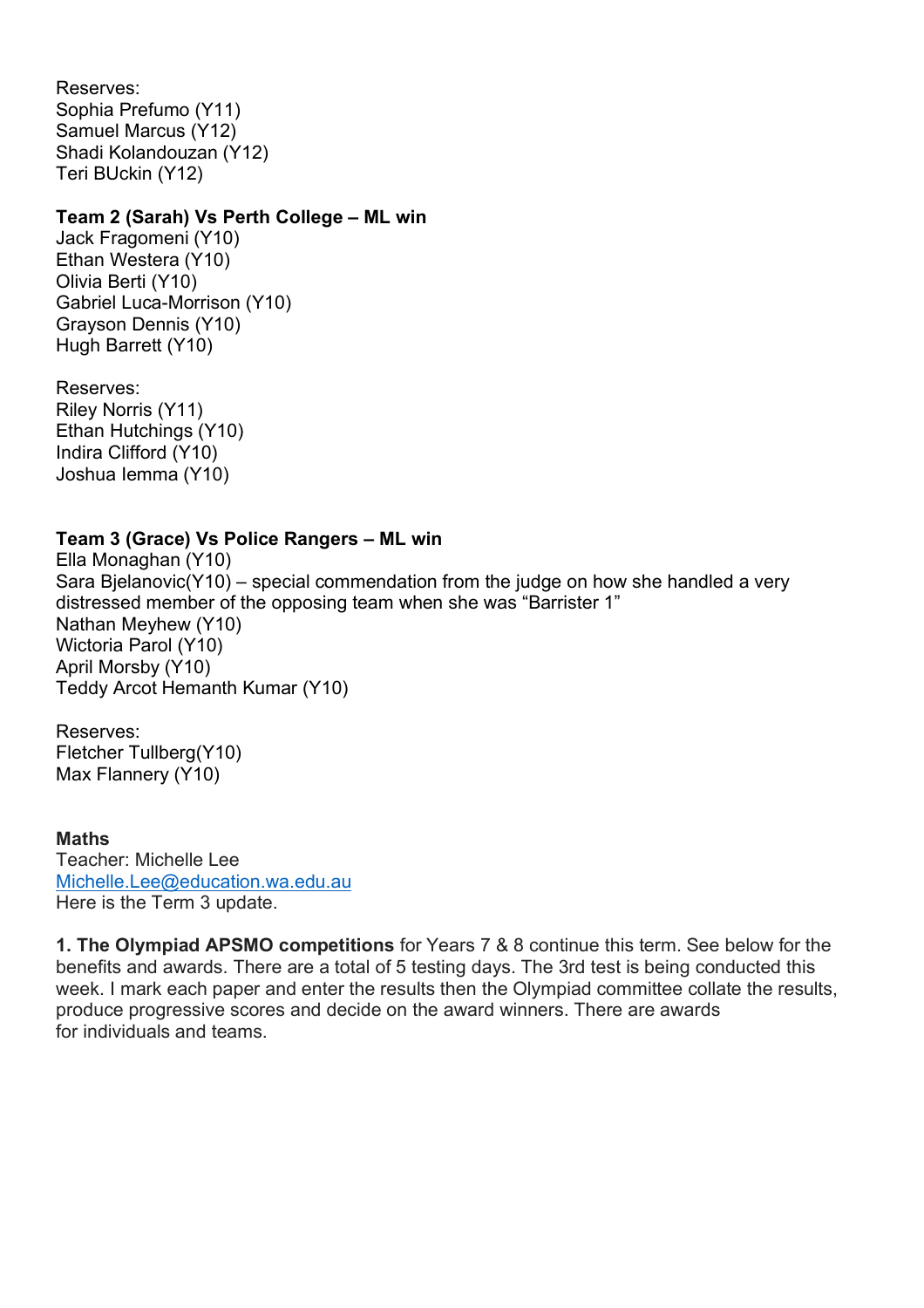Reserves:
Sophia Prefumo (Y11)
Samuel Marcus (Y12)
Shadi Kolandouzan (Y12)
Teri BUckin (Y12)

**Team 2 (Sarah) Vs Perth College – ML win**
Jack Fragomeni (Y10)
Ethan Westera (Y10)
Olivia Berti (Y10)
Gabriel Luca-Morrison (Y10)
Grayson Dennis (Y10)
Hugh Barrett (Y10)

Reserves:
Riley Norris (Y11)
Ethan Hutchings (Y10)
Indira Clifford (Y10)
Joshua Iemma (Y10)

**Team 3 (Grace) Vs Police Rangers – ML win**
Ella Monaghan (Y10)
Sara Bjelanovic(Y10) – special commendation from the judge on how she handled a very distressed member of the opposing team when she was "Barrister 1"
Nathan Meyhew (Y10)
Wictoria Parol (Y10)
April Morsby (Y10)
Teddy Arcot Hemanth Kumar (Y10)

Reserves:
Fletcher Tullberg(Y10)
Max Flannery (Y10)

**Maths**
Teacher: Michelle Lee
Michelle.Lee@education.wa.edu.au
Here is the Term 3 update.

**1. The Olympiad APSMO competitions** for Years 7 & 8 continue this term. See below for the benefits and awards. There are a total of 5 testing days. The 3rd test is being conducted this week. I mark each paper and enter the results then the Olympiad committee collate the results, produce progressive scores and decide on the award winners. There are awards for individuals and teams.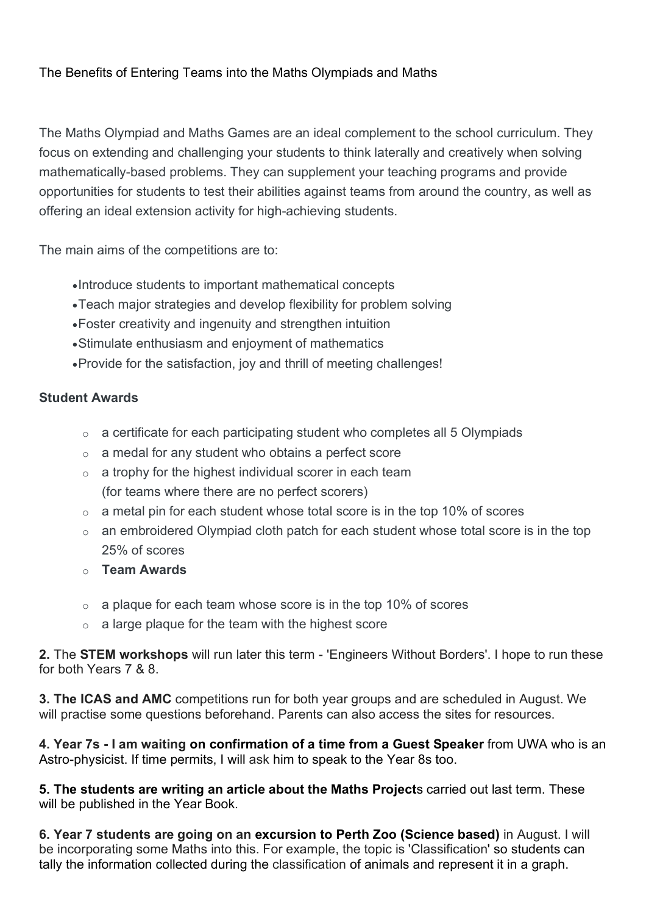The Benefits of Entering Teams into the Maths Olympiads and Maths

The Maths Olympiad and Maths Games are an ideal complement to the school curriculum. They focus on extending and challenging your students to think laterally and creatively when solving mathematically-based problems. They can supplement your teaching programs and provide opportunities for students to test their abilities against teams from around the country, as well as offering an ideal extension activity for high-achieving students.

The main aims of the competitions are to:

- Introduce students to important mathematical concepts
- Teach major strategies and develop flexibility for problem solving
- Foster creativity and ingenuity and strengthen intuition
- Stimulate enthusiasm and enjoyment of mathematics
- Provide for the satisfaction, joy and thrill of meeting challenges!

**Student Awards**

- a certificate for each participating student who completes all 5 Olympiads
- a medal for any student who obtains a perfect score
- a trophy for the highest individual scorer in each team (for teams where there are no perfect scorers)
- a metal pin for each student whose total score is in the top 10% of scores
- an embroidered Olympiad cloth patch for each student whose total score is in the top 25% of scores
- **Team Awards**

- a plaque for each team whose score is in the top 10% of scores
- a large plaque for the team with the highest score

**2.** The **STEM workshops** will run later this term - 'Engineers Without Borders'. I hope to run these for both Years 7 & 8.

**3. The ICAS and AMC** competitions run for both year groups and are scheduled in August. We will practise some questions beforehand. Parents can also access the sites for resources.

**4. Year 7s - I am waiting on confirmation of a time from a Guest Speaker** from UWA who is an Astro-physicist. If time permits, I will ask him to speak to the Year 8s too.

**5. The students are writing an article about the Maths Project**s carried out last term. These will be published in the Year Book.

**6. Year 7 students are going on an excursion to Perth Zoo (Science based)** in August. I will be incorporating some Maths into this. For example, the topic is 'Classification' so students can tally the information collected during the classification of animals and represent it in a graph.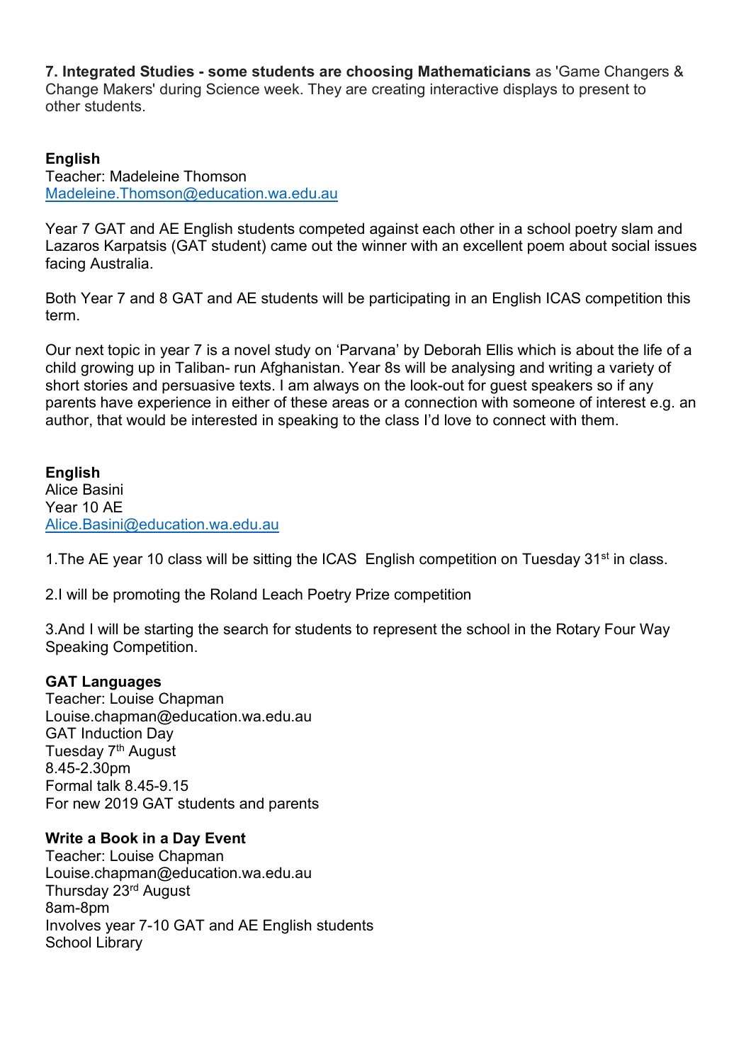**7. Integrated Studies - some students are choosing Mathematicians** as 'Game Changers & Change Makers' during Science week. They are creating interactive displays to present to other students.

**English**
Teacher: Madeleine Thomson
[Madeleine.Thomson@education.wa.edu.au](mailto:Madeleine.Thomson@education.wa.edu.au)

Year 7 GAT and AE English students competed against each other in a school poetry slam and Lazaros Karpatsis (GAT student) came out the winner with an excellent poem about social issues facing Australia.

Both Year 7 and 8 GAT and AE students will be participating in an English ICAS competition this term.

Our next topic in year 7 is a novel study on 'Parvana' by Deborah Ellis which is about the life of a child growing up in Taliban- run Afghanistan. Year 8s will be analysing and writing a variety of short stories and persuasive texts. I am always on the look-out for guest speakers so if any parents have experience in either of these areas or a connection with someone of interest e.g. an author, that would be interested in speaking to the class I'd love to connect with them.

**English**
Alice Basini
Year 10 AE
[Alice.Basini@education.wa.edu.au](mailto:Alice.Basini@education.wa.edu.au)

1.The AE year 10 class will be sitting the ICAS English competition on Tuesday 31st in class.

2.I will be promoting the Roland Leach Poetry Prize competition

3.And I will be starting the search for students to represent the school in the Rotary Four Way Speaking Competition.

**GAT Languages**
Teacher: Louise Chapman
Louise.chapman@education.wa.edu.au
GAT Induction Day
Tuesday 7th August
8.45-2.30pm
Formal talk 8.45-9.15
For new 2019 GAT students and parents

**Write a Book in a Day Event**
Teacher: Louise Chapman
Louise.chapman@education.wa.edu.au
Thursday 23rd August
8am-8pm
Involves year 7-10 GAT and AE English students
School Library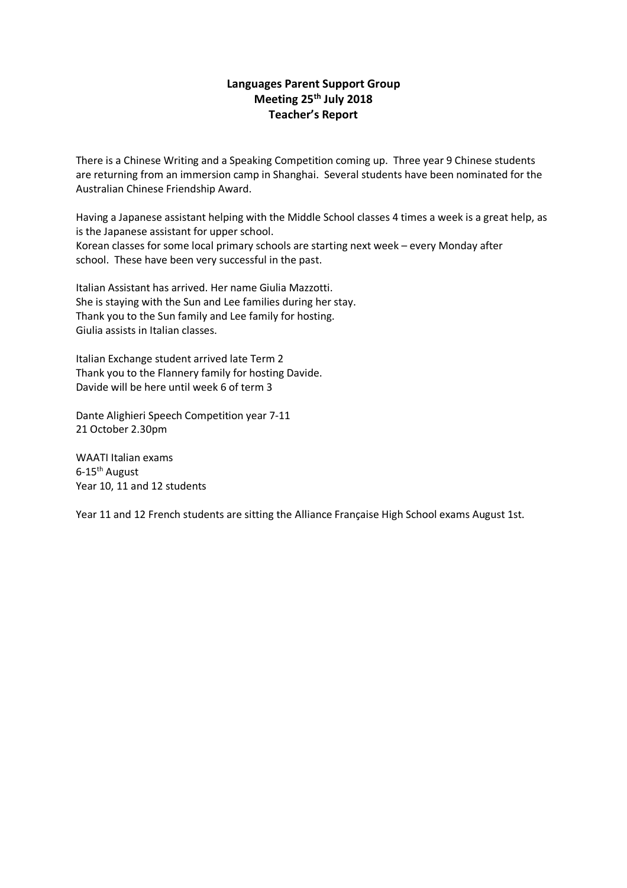**Languages Parent Support Group**
**Meeting 25th July 2018**
**Teacher's Report**

There is a Chinese Writing and a Speaking Competition coming up. Three year 9 Chinese students are returning from an immersion camp in Shanghai. Several students have been nominated for the Australian Chinese Friendship Award.

Having a Japanese assistant helping with the Middle School classes 4 times a week is a great help, as is the Japanese assistant for upper school.
Korean classes for some local primary schools are starting next week – every Monday after school. These have been very successful in the past.

Italian Assistant has arrived. Her name Giulia Mazzotti.
She is staying with the Sun and Lee families during her stay.
Thank you to the Sun family and Lee family for hosting.
Giulia assists in Italian classes.

Italian Exchange student arrived late Term 2
Thank you to the Flannery family for hosting Davide.
Davide will be here until week 6 of term 3

Dante Alighieri Speech Competition year 7-11
21 October 2.30pm

WAATI Italian exams
6-15th August
Year 10, 11 and 12 students

Year 11 and 12 French students are sitting the Alliance Française High School exams August 1st.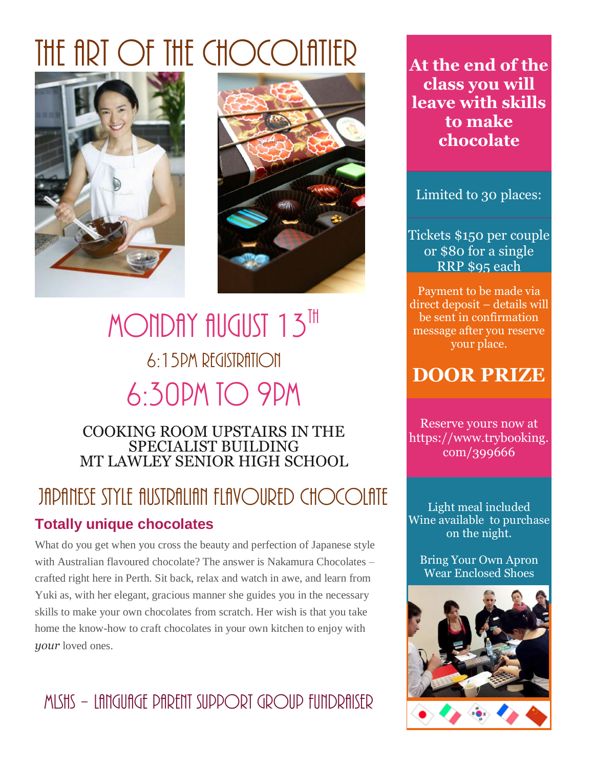# THE ART OF THE CHOCOLATIER

## MONDAY AUGUST 13TH

6:15PM REGISTRATION

## 6:30PM TO 9PM

COOKING ROOM UPSTAIRS IN THE SPECIALIST BUILDING
MT LAWLEY SENIOR HIGH SCHOOL

## JAPANESE STYLE AUSTRALIAN FLAVOURED CHOCOLATE

### Totally unique chocolates

What do you get when you cross the beauty and perfection of Japanese style with Australian flavoured chocolate? The answer is Nakamura Chocolates – crafted right here in Perth. Sit back, relax and watch in awe, and learn from Yuki as, with her elegant, gracious manner she guides you in the necessary skills to make your own chocolates from scratch. Her wish is that you take home the know-how to craft chocolates in your own kitchen to enjoy with *your* loved ones.

MLSHS – LANGUAGE PARENT SUPPORT GROUP FUNDRAISER

**At the end of the class you will leave with skills to make chocolate**

Limited to 30 places:

Tickets $150 per couple or $80 for a single RRP $95 each

Payment to be made via direct deposit – details will be sent in confirmation message after you reserve your place.

**DOOR PRIZE**

Reserve yours now at https://www.trybooking.com/399666

Light meal included
Wine available to purchase on the night.

Bring Your Own Apron
Wear Enclosed Shoes